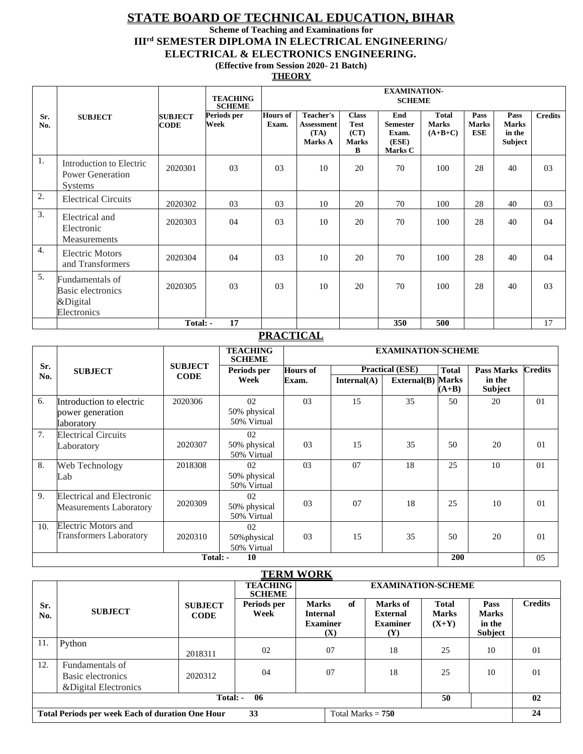# STATE BOARD OF TECHNICAL EDUCATION, BIHAR

**Scheme of Teaching and Examinations for**

**III[rd] SEMESTER DIPLOMA IN ELECTRICAL ENGINEERING/ ELECTRICAL & ELECTRONICS ENGINEERING.**

**(Effective from Session 2020- 21 Batch)**

## THEORY

| Sr. No. | SUBJECT | SUBJECT CODE | TEACHING SCHEME | EXAMINATION-SCHEME | | | | | | | |
|---|---|---|---|---|---|---|---|---|---|---|---|
| | | | Periods per Week | Hours of Exam. | Teacher's Assessment (TA) Marks A | Class Test (CT) Marks B | End Semester Exam. (ESE) Marks C | Total Marks (A+B+C) | Pass Marks ESE | Pass Marks in the Subject | Credits |
| 1. | Introduction to Electric Power Generation Systems | 2020301 | 03 | 03 | 10 | 20 | 70 | 100 | 28 | 40 | 03 |
| 2. | Electrical Circuits | 2020302 | 03 | 03 | 10 | 20 | 70 | 100 | 28 | 40 | 03 |
| 3. | Electrical and Electronic Measurements | 2020303 | 04 | 03 | 10 | 20 | 70 | 100 | 28 | 40 | 04 |
| 4. | Electric Motors and Transformers | 2020304 | 04 | 03 | 10 | 20 | 70 | 100 | 28 | 40 | 04 |
| 5. | Fundamentals of Basic electronics &Digital Electronics | 2020305 | 03 | 03 | 10 | 20 | 70 | 100 | 28 | 40 | 03 |
| | | Total: - | 17 | | | | 350 | 500 | | | 17 |

## PRACTICAL

| Sr. No. | SUBJECT | SUBJECT CODE | TEACHING SCHEME | EXAMINATION-SCHEME | | | | | |
|---|---|---|---|---|---|---|---|---|---|
| | | | Periods per Week | Hours of Exam. | Practical (ESE) Internal(A) | Practical (ESE) External(B) | Total Marks (A+B) | Pass Marks in the Subject | Credits |
| 6. | Introduction to electric power generation laboratory | 2020306 | 02 50% physical 50% Virtual | 03 | 15 | 35 | 50 | 20 | 01 |
| 7. | Electrical Circuits Laboratory | 2020307 | 02 50% physical 50% Virtual | 03 | 15 | 35 | 50 | 20 | 01 |
| 8. | Web Technology Lab | 2018308 | 02 50% physical 50% Virtual | 03 | 07 | 18 | 25 | 10 | 01 |
| 9. | Electrical and Electronic Measurements Laboratory | 2020309 | 02 50% physical 50% Virtual | 03 | 07 | 18 | 25 | 10 | 01 |
| 10. | Electric Motors and Transformers Laboratory | 2020310 | 02 50%physical 50% Virtual | 03 | 15 | 35 | 50 | 20 | 01 |
| | | Total: - | 10 | | | | 200 | | 05 |

## TERM WORK

| Sr. No. | SUBJECT | SUBJECT CODE | TEACHING SCHEME | EXAMINATION-SCHEME | | | | |
|---|---|---|---|---|---|---|---|---|
| | | | Periods per Week | Marks of Internal Examiner (X) | Marks of External Examiner (Y) | Total Marks (X+Y) | Pass Marks in the Subject | Credits |
| 11. | Python | 2018311 | 02 | 07 | 18 | 25 | 10 | 01 |
| 12. | Fundamentals of Basic electronics &Digital Electronics | 2020312 | 04 | 07 | 18 | 25 | 10 | 01 |
| | | Total: - | 06 | | | 50 | | 02 |
| Total Periods per week Each of duration One Hour | | | 33 | Total Marks = **750** | | | | 24 |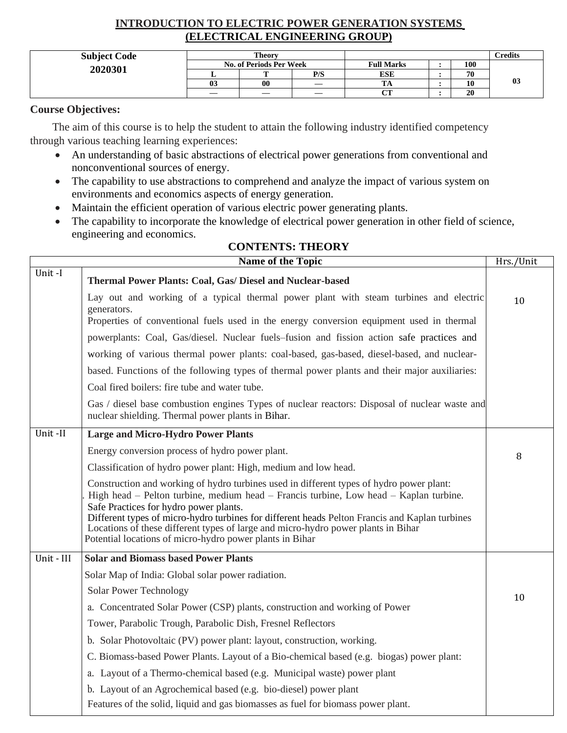# INTRODUCTION TO ELECTRIC POWER GENERATION SYSTEMS (ELECTRICAL ENGINEERING GROUP)

| Subject Code | Theory | | | | | | Credits |
|---|---|---|---|---|---|---|---|
| 2020301 | No. of Periods Per Week | | | Full Marks | : | 100 | 03 |
| | L | T | P/S | ESE | : | 70 | |
| | 03 | 00 | — | TA | : | 10 | |
| | — | — | — | CT | : | 20 | |

**Course Objectives:**

The aim of this course is to help the student to attain the following industry identified competency through various teaching learning experiences:

- An understanding of basic abstractions of electrical power generations from conventional and nonconventional sources of energy.
- The capability to use abstractions to comprehend and analyze the impact of various system on environments and economics aspects of energy generation.
- Maintain the efficient operation of various electric power generating plants.
- The capability to incorporate the knowledge of electrical power generation in other field of science, engineering and economics.

## CONTENTS: THEORY

| | Name of the Topic | Hrs./Unit |
|---|---|---|
| Unit -I | **Thermal Power Plants: Coal, Gas/ Diesel and Nuclear-based**<br>Lay out and working of a typical thermal power plant with steam turbines and electric generators.<br>Properties of conventional fuels used in the energy conversion equipment used in thermal powerplants: Coal, Gas/diesel. Nuclear fuels–fusion and fission action safe practices and working of various thermal power plants: coal-based, gas-based, diesel-based, and nuclear-based. Functions of the following types of thermal power plants and their major auxiliaries:<br>Coal fired boilers: fire tube and water tube.<br>Gas / diesel base combustion engines Types of nuclear reactors: Disposal of nuclear waste and nuclear shielding. Thermal power plants in Bihar. | 10 |
| Unit -II | **Large and Micro-Hydro Power Plants**<br>Energy conversion process of hydro power plant.<br>Classification of hydro power plant: High, medium and low head.<br>Construction and working of hydro turbines used in different types of hydro power plant:<br>. High head – Pelton turbine, medium head – Francis turbine, Low head – Kaplan turbine.<br>Safe Practices for hydro power plants.<br>Different types of micro-hydro turbines for different heads Pelton Francis and Kaplan turbines<br>Locations of these different types of large and micro-hydro power plants in Bihar<br>Potential locations of micro-hydro power plants in Bihar | 8 |
| Unit - III | **Solar and Biomass based Power Plants**<br>Solar Map of India: Global solar power radiation.<br>Solar Power Technology<br>a. Concentrated Solar Power (CSP) plants, construction and working of Power Tower, Parabolic Trough, Parabolic Dish, Fresnel Reflectors<br>b. Solar Photovoltaic (PV) power plant: layout, construction, working.<br>C. Biomass-based Power Plants. Layout of a Bio-chemical based (e.g. biogas) power plant:<br>a. Layout of a Thermo-chemical based (e.g. Municipal waste) power plant<br>b. Layout of an Agrochemical based (e.g. bio-diesel) power plant<br>Features of the solid, liquid and gas biomasses as fuel for biomass power plant. | 10 |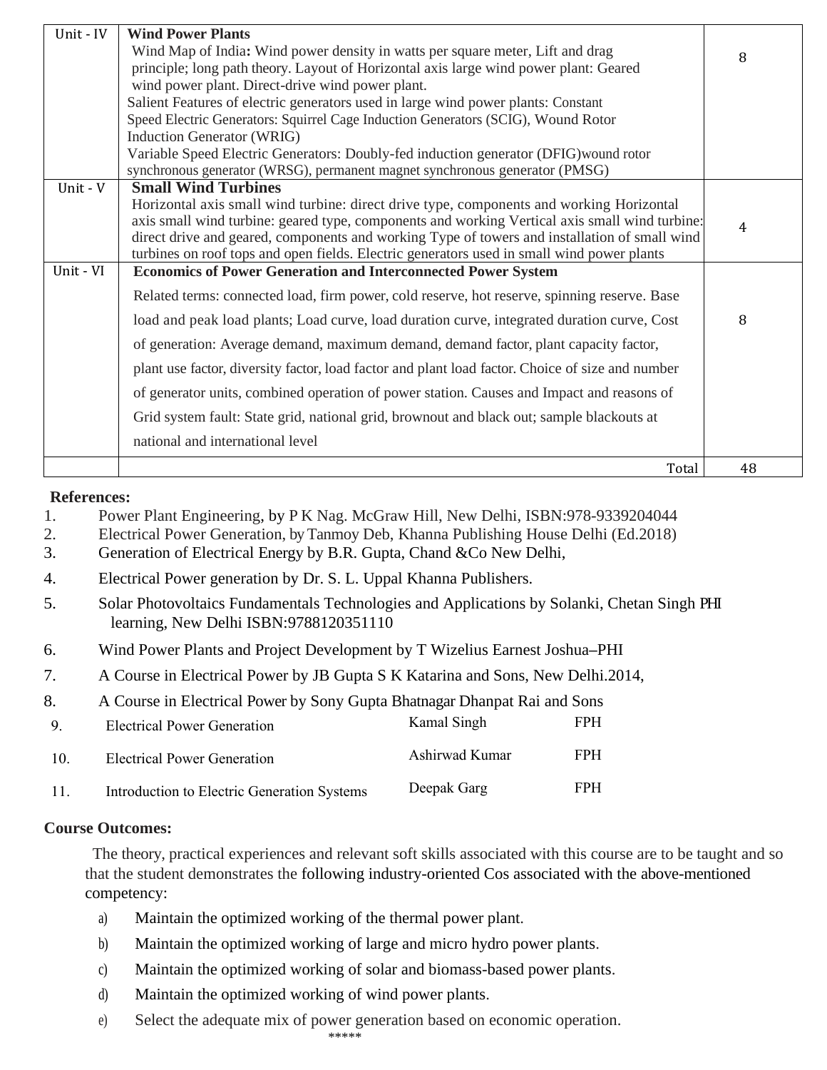| Unit - IV | **Wind Power Plants**<br>Wind Map of India**:** Wind power density in watts per square meter, Lift and drag principle; long path theory. Layout of Horizontal axis large wind power plant: Geared wind power plant. Direct-drive wind power plant.<br>Salient Features of electric generators used in large wind power plants: Constant Speed Electric Generators: Squirrel Cage Induction Generators (SCIG), Wound Rotor Induction Generator (WRIG)<br>Variable Speed Electric Generators: Doubly-fed induction generator (DFIG)wound rotor synchronous generator (WRSG), permanent magnet synchronous generator (PMSG) | 8 |
|---|---|---|
| Unit - V | **Small Wind Turbines**<br>Horizontal axis small wind turbine: direct drive type, components and working Horizontal axis small wind turbine: geared type, components and working Vertical axis small wind turbine: direct drive and geared, components and working Type of towers and installation of small wind turbines on roof tops and open fields. Electric generators used in small wind power plants | 4 |
| Unit - VI | **Economics of Power Generation and Interconnected Power System**<br>Related terms: connected load, firm power, cold reserve, hot reserve, spinning reserve. Base load and peak load plants; Load curve, load duration curve, integrated duration curve, Cost of generation: Average demand, maximum demand, demand factor, plant capacity factor, plant use factor, diversity factor, load factor and plant load factor. Choice of size and number of generator units, combined operation of power station. Causes and Impact and reasons of Grid system fault: State grid, national grid, brownout and black out; sample blackouts at national and international level | 8 |
| | Total | 48 |

**References:**

1. Power Plant Engineering, by P K Nag. McGraw Hill, New Delhi, ISBN:978-9339204044
2. Electrical Power Generation, by Tanmoy Deb, Khanna Publishing House Delhi (Ed.2018)
3. Generation of Electrical Energy by B.R. Gupta, Chand &Co New Delhi,
4. Electrical Power generation by Dr. S. L. Uppal Khanna Publishers.
5. Solar Photovoltaics Fundamentals Technologies and Applications by Solanki, Chetan Singh PHI learning, New Delhi ISBN:9788120351110
6. Wind Power Plants and Project Development by T Wizelius Earnest Joshua–PHI
7. A Course in Electrical Power by JB Gupta S K Katarina and Sons, New Delhi.2014,
8. A Course in Electrical Power by Sony Gupta Bhatnagar Dhanpat Rai and Sons

| | | | |
|---|---|---|---|
| 9. | Electrical Power Generation | Kamal Singh | FPH |
| 10. | Electrical Power Generation | Ashirwad Kumar | FPH |
| 11. | Introduction to Electric Generation Systems | Deepak Garg | FPH |

**Course Outcomes:**

The theory, practical experiences and relevant soft skills associated with this course are to be taught and so that the student demonstrates the following industry-oriented Cos associated with the above-mentioned competency:

a) Maintain the optimized working of the thermal power plant.
b) Maintain the optimized working of large and micro hydro power plants.
c) Maintain the optimized working of solar and biomass-based power plants.
d) Maintain the optimized working of wind power plants.
e) Select the adequate mix of power generation based on economic operation.

*****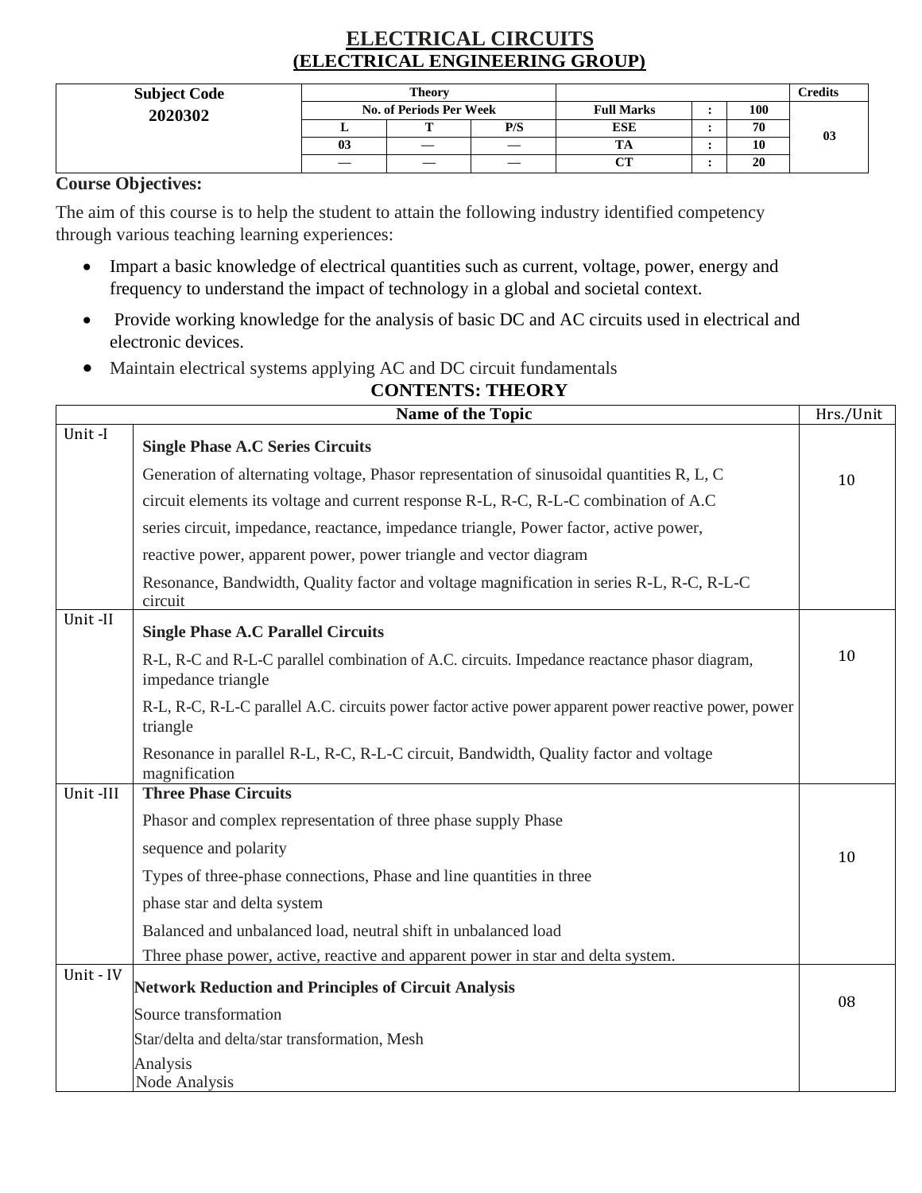# ELECTRICAL CIRCUITS
## (ELECTRICAL ENGINEERING GROUP)

| Subject Code | Theory | | | | | | Credits |
|---|---|---|---|---|---|---|---|
| 2020302 | No. of Periods Per Week | | | Full Marks | : | 100 | 03 |
| | L | T | P/S | ESE | : | 70 | |
| | 03 | — | — | TA | : | 10 | |
| | — | — | — | CT | : | 20 | |

**Course Objectives:**

The aim of this course is to help the student to attain the following industry identified competency through various teaching learning experiences:

- Impart a basic knowledge of electrical quantities such as current, voltage, power, energy and frequency to understand the impact of technology in a global and societal context.
- Provide working knowledge for the analysis of basic DC and AC circuits used in electrical and electronic devices.
- Maintain electrical systems applying AC and DC circuit fundamentals

**CONTENTS: THEORY**

| | Name of the Topic | Hrs./Unit |
|---|---|---|
| Unit -I | **Single Phase A.C Series Circuits**<br>Generation of alternating voltage, Phasor representation of sinusoidal quantities R, L, C circuit elements its voltage and current response R-L, R-C, R-L-C combination of A.C series circuit, impedance, reactance, impedance triangle, Power factor, active power, reactive power, apparent power, power triangle and vector diagram<br>Resonance, Bandwidth, Quality factor and voltage magnification in series R-L, R-C, R-L-C circuit | 10 |
| Unit -II | **Single Phase A.C Parallel Circuits**<br>R-L, R-C and R-L-C parallel combination of A.C. circuits. Impedance reactance phasor diagram, impedance triangle<br>R-L, R-C, R-L-C parallel A.C. circuits power factor active power apparent power reactive power, power triangle<br>Resonance in parallel R-L, R-C, R-L-C circuit, Bandwidth, Quality factor and voltage magnification | 10 |
| Unit -III | **Three Phase Circuits**<br>Phasor and complex representation of three phase supply Phase sequence and polarity<br>Types of three-phase connections, Phase and line quantities in three phase star and delta system<br>Balanced and unbalanced load, neutral shift in unbalanced load<br>Three phase power, active, reactive and apparent power in star and delta system. | 10 |
| Unit - IV | **Network Reduction and Principles of Circuit Analysis**<br>Source transformation<br>Star/delta and delta/star transformation, Mesh Analysis<br>Node Analysis | 08 |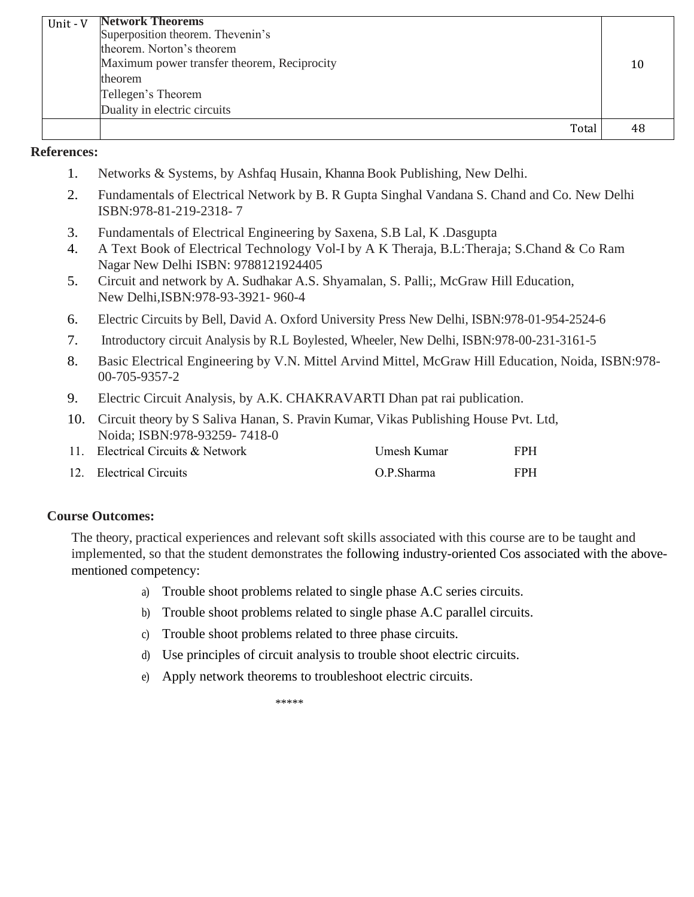| Unit - V | **Network Theorems**<br>Superposition theorem. Thevenin's theorem. Norton's theorem<br>Maximum power transfer theorem, Reciprocity theorem<br>Tellegen's Theorem<br>Duality in electric circuits | 10 |
|---|---|---|
| | Total | 48 |

**References:**

1. Networks & Systems, by Ashfaq Husain, Khanna Book Publishing, New Delhi.
2. Fundamentals of Electrical Network by B. R Gupta Singhal Vandana S. Chand and Co. New Delhi ISBN:978-81-219-2318- 7
3. Fundamentals of Electrical Engineering by Saxena, S.B Lal, K .Dasgupta
4. A Text Book of Electrical Technology Vol-I by A K Theraja, B.L:Theraja; S.Chand & Co Ram Nagar New Delhi ISBN: 9788121924405
5. Circuit and network by A. Sudhakar A.S. Shyamalan, S. Palli;, McGraw Hill Education, New Delhi,ISBN:978-93-3921- 960-4
6. Electric Circuits by Bell, David A. Oxford University Press New Delhi, ISBN:978-01-954-2524-6
7. Introductory circuit Analysis by R.L Boylested, Wheeler, New Delhi, ISBN:978-00-231-3161-5
8. Basic Electrical Engineering by V.N. Mittel Arvind Mittel, McGraw Hill Education, Noida, ISBN:978-00-705-9357-2
9. Electric Circuit Analysis, by A.K. CHAKRAVARTI Dhan pat rai publication.
10. Circuit theory by S Saliva Hanan, S. Pravin Kumar, Vikas Publishing House Pvt. Ltd, Noida; ISBN:978-93259- 7418-0
11. Electrical Circuits & Network — Umesh Kumar — FPH
12. Electrical Circuits — O.P.Sharma — FPH

**Course Outcomes:**

The theory, practical experiences and relevant soft skills associated with this course are to be taught and implemented, so that the student demonstrates the following industry-oriented Cos associated with the above-mentioned competency:

a) Trouble shoot problems related to single phase A.C series circuits.
b) Trouble shoot problems related to single phase A.C parallel circuits.
c) Trouble shoot problems related to three phase circuits.
d) Use principles of circuit analysis to trouble shoot electric circuits.
e) Apply network theorems to troubleshoot electric circuits.

*****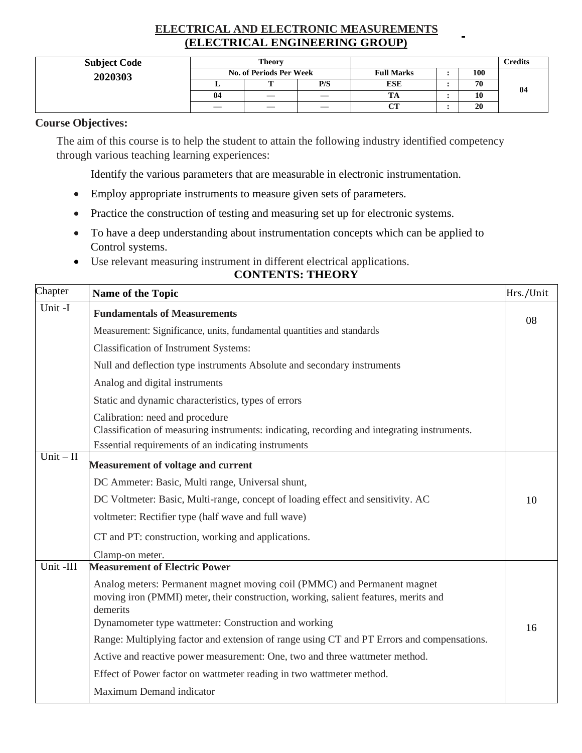# ELECTRICAL AND ELECTRONIC MEASUREMENTS
## (ELECTRICAL ENGINEERING GROUP)

| Subject Code | Theory | | | | | | Credits |
|---|---|---|---|---|---|---|---|
| 2020303 | No. of Periods Per Week | | | Full Marks | : | 100 | 04 |
| | L | T | P/S | ESE | : | 70 | |
| | 04 | — | — | TA | : | 10 | |
| | — | — | — | CT | : | 20 | |

**Course Objectives:**

The aim of this course is to help the student to attain the following industry identified competency through various teaching learning experiences:

Identify the various parameters that are measurable in electronic instrumentation.

- Employ appropriate instruments to measure given sets of parameters.
- Practice the construction of testing and measuring set up for electronic systems.
- To have a deep understanding about instrumentation concepts which can be applied to Control systems.
- Use relevant measuring instrument in different electrical applications.

## CONTENTS: THEORY

| Chapter | Name of the Topic | Hrs./Unit |
|---|---|---|
| Unit -I | **Fundamentals of Measurements**<br>Measurement: Significance, units, fundamental quantities and standards<br>Classification of Instrument Systems:<br>Null and deflection type instruments Absolute and secondary instruments<br>Analog and digital instruments<br>Static and dynamic characteristics, types of errors<br>Calibration: need and procedure<br>Classification of measuring instruments: indicating, recording and integrating instruments.<br>Essential requirements of an indicating instruments | 08 |
| Unit – II | **Measurement of voltage and current**<br>DC Ammeter: Basic, Multi range, Universal shunt,<br>DC Voltmeter: Basic, Multi-range, concept of loading effect and sensitivity. AC voltmeter: Rectifier type (half wave and full wave)<br>CT and PT: construction, working and applications.<br>Clamp-on meter. | 10 |
| Unit -III | **Measurement of Electric Power**<br>Analog meters: Permanent magnet moving coil (PMMC) and Permanent magnet moving iron (PMMI) meter, their construction, working, salient features, merits and demerits<br>Dynamometer type wattmeter: Construction and working<br>Range: Multiplying factor and extension of range using CT and PT Errors and compensations.<br>Active and reactive power measurement: One, two and three wattmeter method.<br>Effect of Power factor on wattmeter reading in two wattmeter method.<br>Maximum Demand indicator | 16 |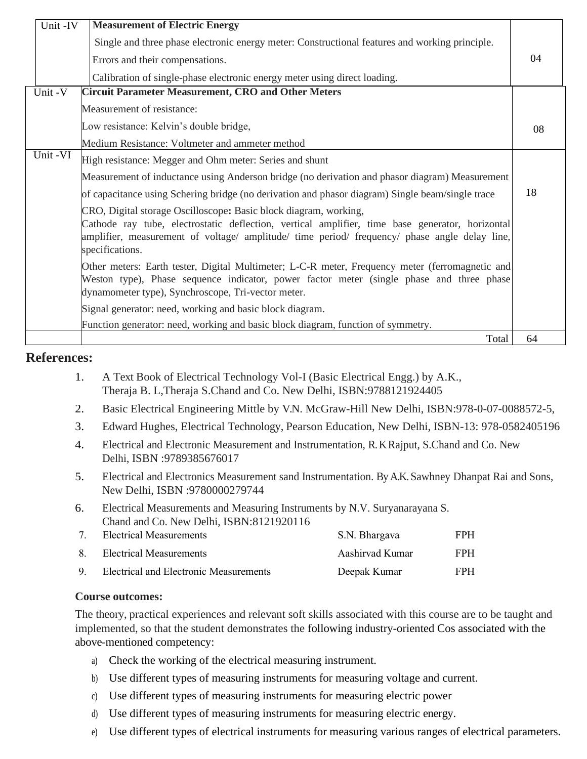| Unit | Content | Hours |
|---|---|---|
| Unit -IV | **Measurement of Electric Energy**<br>Single and three phase electronic energy meter: Constructional features and working principle.<br>Errors and their compensations.<br>Calibration of single-phase electronic energy meter using direct loading. | 04 |
| Unit -V | **Circuit Parameter Measurement, CRO and Other Meters**<br>Measurement of resistance:<br>Low resistance: Kelvin's double bridge,<br>Medium Resistance: Voltmeter and ammeter method | 08 |
| Unit -VI | High resistance: Megger and Ohm meter: Series and shunt<br>Measurement of inductance using Anderson bridge (no derivation and phasor diagram) Measurement of capacitance using Schering bridge (no derivation and phasor diagram) Single beam/single trace CRO, Digital storage Oscilloscope**:** Basic block diagram, working,<br>Cathode ray tube, electrostatic deflection, vertical amplifier, time base generator, horizontal amplifier, measurement of voltage/ amplitude/ time period/ frequency/ phase angle delay line, specifications.<br>Other meters: Earth tester, Digital Multimeter; L-C-R meter, Frequency meter (ferromagnetic and Weston type), Phase sequence indicator, power factor meter (single phase and three phase dynamometer type), Synchroscope, Tri-vector meter.<br>Signal generator: need, working and basic block diagram.<br>Function generator: need, working and basic block diagram, function of symmetry. | 18 |
| | Total | 64 |

## References:

1. A Text Book of Electrical Technology Vol-I (Basic Electrical Engg.) by A.K., Theraja B. L,Theraja S.Chand and Co. New Delhi, ISBN:9788121924405
2. Basic Electrical Engineering Mittle by V.N. McGraw-Hill New Delhi, ISBN:978-0-07-0088572-5,
3. Edward Hughes, Electrical Technology, Pearson Education, New Delhi, ISBN-13: 978-0582405196
4. Electrical and Electronic Measurement and Instrumentation, R.K Rajput, S.Chand and Co. New Delhi, ISBN :9789385676017
5. Electrical and Electronics Measurement sand Instrumentation. By A.K. Sawhney Dhanpat Rai and Sons, New Delhi, ISBN :9780000279744
6. Electrical Measurements and Measuring Instruments by N.V. Suryanarayana S. Chand and Co. New Delhi, ISBN:8121920116

| | | | |
|---|---|---|---|
| 7. | Electrical Measurements | S.N. Bhargava | FPH |
| 8. | Electrical Measurements | Aashirvad Kumar | FPH |
| 9. | Electrical and Electronic Measurements | Deepak Kumar | FPH |

**Course outcomes:**

The theory, practical experiences and relevant soft skills associated with this course are to be taught and implemented, so that the student demonstrates the following industry-oriented Cos associated with the above-mentioned competency:

a) Check the working of the electrical measuring instrument.
b) Use different types of measuring instruments for measuring voltage and current.
c) Use different types of measuring instruments for measuring electric power
d) Use different types of measuring instruments for measuring electric energy.
e) Use different types of electrical instruments for measuring various ranges of electrical parameters.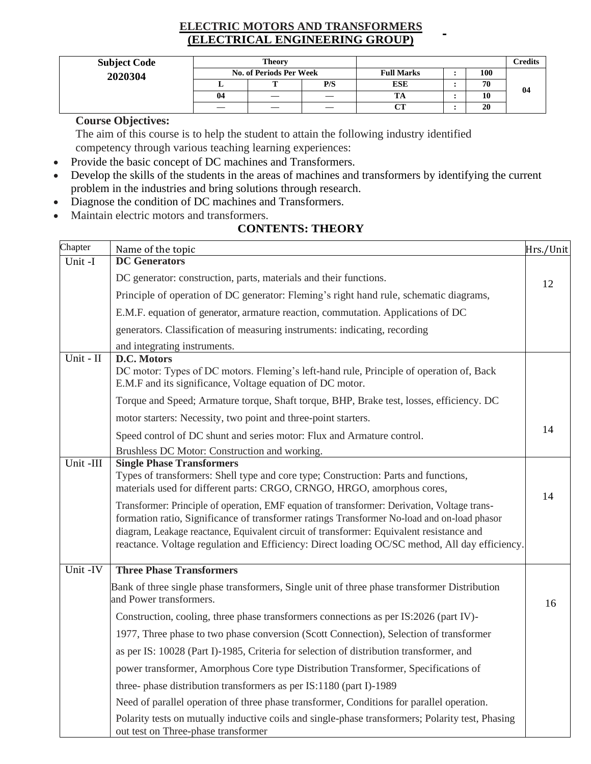# ELECTRIC MOTORS AND TRANSFORMERS
## (ELECTRICAL ENGINEERING GROUP)

| Subject Code | Theory | | | | | | Credits |
|---|---|---|---|---|---|---|---|
| 2020304 | No. of Periods Per Week | | | Full Marks | : | 100 | 04 |
| | L | T | P/S | ESE | : | 70 | |
| | 04 | — | — | TA | : | 10 | |
| | — | — | — | CT | : | 20 | |

**Course Objectives:**

The aim of this course is to help the student to attain the following industry identified competency through various teaching learning experiences:

- Provide the basic concept of DC machines and Transformers.
- Develop the skills of the students in the areas of machines and transformers by identifying the current problem in the industries and bring solutions through research.
- Diagnose the condition of DC machines and Transformers.
- Maintain electric motors and transformers.

## CONTENTS: THEORY

| Chapter | Name of the topic | Hrs./Unit |
|---|---|---|
| Unit -I | **DC Generators**<br>DC generator: construction, parts, materials and their functions.<br>Principle of operation of DC generator: Fleming's right hand rule, schematic diagrams, E.M.F. equation of generator, armature reaction, commutation. Applications of DC generators. Classification of measuring instruments: indicating, recording and integrating instruments. | 12 |
| Unit - II | **D.C. Motors**<br>DC motor: Types of DC motors. Fleming's left-hand rule, Principle of operation of, Back E.M.F and its significance, Voltage equation of DC motor.<br>Torque and Speed; Armature torque, Shaft torque, BHP, Brake test, losses, efficiency. DC motor starters: Necessity, two point and three-point starters.<br>Speed control of DC shunt and series motor: Flux and Armature control.<br>Brushless DC Motor: Construction and working. | 14 |
| Unit -III | **Single Phase Transformers**<br>Types of transformers: Shell type and core type; Construction: Parts and functions, materials used for different parts: CRGO, CRNGO, HRGO, amorphous cores,<br>Transformer: Principle of operation, EMF equation of transformer: Derivation, Voltage trans-formation ratio, Significance of transformer ratings Transformer No-load and on-load phasor diagram, Leakage reactance, Equivalent circuit of transformer: Equivalent resistance and reactance. Voltage regulation and Efficiency: Direct loading OC/SC method, All day efficiency. | 14 |
| Unit -IV | **Three Phase Transformers**<br>Bank of three single phase transformers, Single unit of three phase transformer Distribution and Power transformers.<br>Construction, cooling, three phase transformers connections as per IS:2026 (part IV)-1977, Three phase to two phase conversion (Scott Connection), Selection of transformer as per IS: 10028 (Part I)-1985, Criteria for selection of distribution transformer, and power transformer, Amorphous Core type Distribution Transformer, Specifications of three- phase distribution transformers as per IS:1180 (part I)-1989<br>Need of parallel operation of three phase transformer, Conditions for parallel operation.<br>Polarity tests on mutually inductive coils and single-phase transformers; Polarity test, Phasing out test on Three-phase transformer | 16 |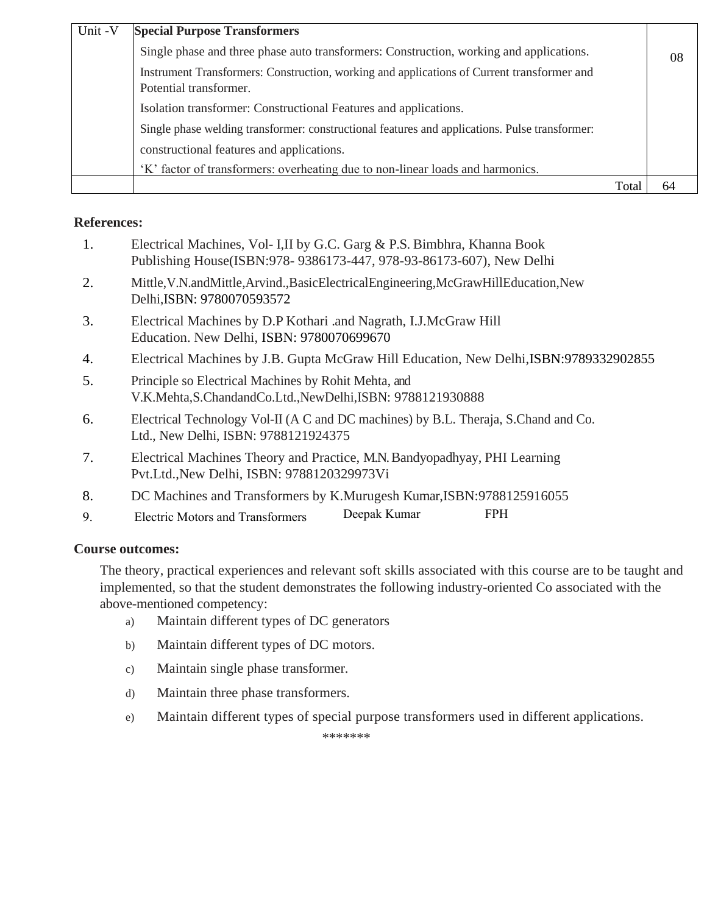| Unit -V | **Special Purpose Transformers**<br>Single phase and three phase auto transformers: Construction, working and applications.<br>Instrument Transformers: Construction, working and applications of Current transformer and Potential transformer.<br>Isolation transformer: Constructional Features and applications.<br>Single phase welding transformer: constructional features and applications. Pulse transformer: constructional features and applications.<br>'K' factor of transformers: overheating due to non-linear loads and harmonics. | 08 |
|---|---|---|
| | Total | 64 |

**References:**

1. Electrical Machines, Vol- I,II by G.C. Garg & P.S. Bimbhra, Khanna Book Publishing House(ISBN:978- 9386173-447, 978-93-86173-607), New Delhi
2. Mittle,V.N.andMittle,Arvind.,BasicElectricalEngineering,McGrawHillEducation,New Delhi,ISBN: 9780070593572
3. Electrical Machines by D.P Kothari .and Nagrath, I.J.McGraw Hill Education. New Delhi, ISBN: 9780070699670
4. Electrical Machines by J.B. Gupta McGraw Hill Education, New Delhi,ISBN:9789332902855
5. Principle so Electrical Machines by Rohit Mehta, and V.K.Mehta,S.ChandandCo.Ltd.,NewDelhi,ISBN: 9788121930888
6. Electrical Technology Vol-II (A C and DC machines) by B.L. Theraja, S.Chand and Co. Ltd., New Delhi, ISBN: 9788121924375
7. Electrical Machines Theory and Practice, M.N. Bandyopadhyay, PHI Learning Pvt.Ltd.,New Delhi, ISBN: 9788120329973Vi
8. DC Machines and Transformers by K.Murugesh Kumar,ISBN:9788125916055
9. Electric Motors and Transformers Deepak Kumar FPH

**Course outcomes:**

The theory, practical experiences and relevant soft skills associated with this course are to be taught and implemented, so that the student demonstrates the following industry-oriented Co associated with the above-mentioned competency:

a) Maintain different types of DC generators
b) Maintain different types of DC motors.
c) Maintain single phase transformer.
d) Maintain three phase transformers.
e) Maintain different types of special purpose transformers used in different applications.

*******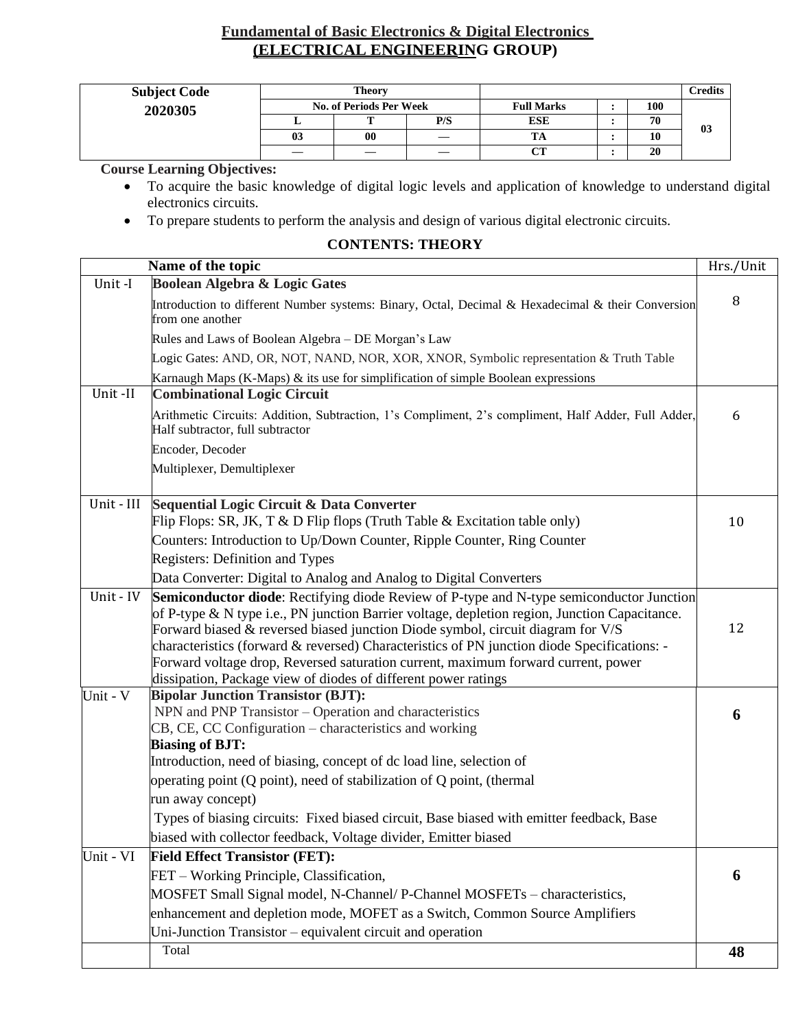# Fundamental of Basic Electronics & Digital Electronics
## (ELECTRICAL ENGINEERING GROUP)

| Subject Code | Theory | | | | | | Credits |
|---|---|---|---|---|---|---|---|
| 2020305 | No. of Periods Per Week | | | Full Marks | : | 100 | 03 |
| | L | T | P/S | ESE | : | 70 | |
| | 03 | 00 | — | TA | : | 10 | |
| | — | — | — | CT | : | 20 | |

**Course Learning Objectives:**

- To acquire the basic knowledge of digital logic levels and application of knowledge to understand digital electronics circuits.
- To prepare students to perform the analysis and design of various digital electronic circuits.

**CONTENTS: THEORY**

| | Name of the topic | Hrs./Unit |
|---|---|---|
| Unit -I | **Boolean Algebra & Logic Gates**<br>Introduction to different Number systems: Binary, Octal, Decimal & Hexadecimal & their Conversion from one another<br>Rules and Laws of Boolean Algebra – DE Morgan's Law<br>Logic Gates: AND, OR, NOT, NAND, NOR, XOR, XNOR, Symbolic representation & Truth Table<br>Karnaugh Maps (K-Maps) & its use for simplification of simple Boolean expressions | 8 |
| Unit -II | **Combinational Logic Circuit**<br>Arithmetic Circuits: Addition, Subtraction, 1's Compliment, 2's compliment, Half Adder, Full Adder, Half subtractor, full subtractor<br>Encoder, Decoder<br>Multiplexer, Demultiplexer | 6 |
| Unit - III | **Sequential Logic Circuit & Data Converter**<br>Flip Flops: SR, JK, T & D Flip flops (Truth Table & Excitation table only)<br>Counters: Introduction to Up/Down Counter, Ripple Counter, Ring Counter<br>Registers: Definition and Types<br>Data Converter: Digital to Analog and Analog to Digital Converters | 10 |
| Unit - IV | **Semiconductor diode**: Rectifying diode Review of P-type and N-type semiconductor Junction of P-type & N type i.e., PN junction Barrier voltage, depletion region, Junction Capacitance. Forward biased & reversed biased junction Diode symbol, circuit diagram for V/S characteristics (forward & reversed) Characteristics of PN junction diode Specifications: - Forward voltage drop, Reversed saturation current, maximum forward current, power dissipation, Package view of diodes of different power ratings | 12 |
| Unit - V | **Bipolar Junction Transistor (BJT):**<br>NPN and PNP Transistor – Operation and characteristics<br>CB, CE, CC Configuration – characteristics and working<br>**Biasing of BJT:**<br>Introduction, need of biasing, concept of dc load line, selection of operating point (Q point), need of stabilization of Q point, (thermal run away concept)<br>Types of biasing circuits: Fixed biased circuit, Base biased with emitter feedback, Base biased with collector feedback, Voltage divider, Emitter biased | **6** |
| Unit - VI | **Field Effect Transistor (FET):**<br>FET – Working Principle, Classification,<br>MOSFET Small Signal model, N-Channel/ P-Channel MOSFETs – characteristics, enhancement and depletion mode, MOFET as a Switch, Common Source Amplifiers<br>Uni-Junction Transistor – equivalent circuit and operation | **6** |
| | Total | **48** |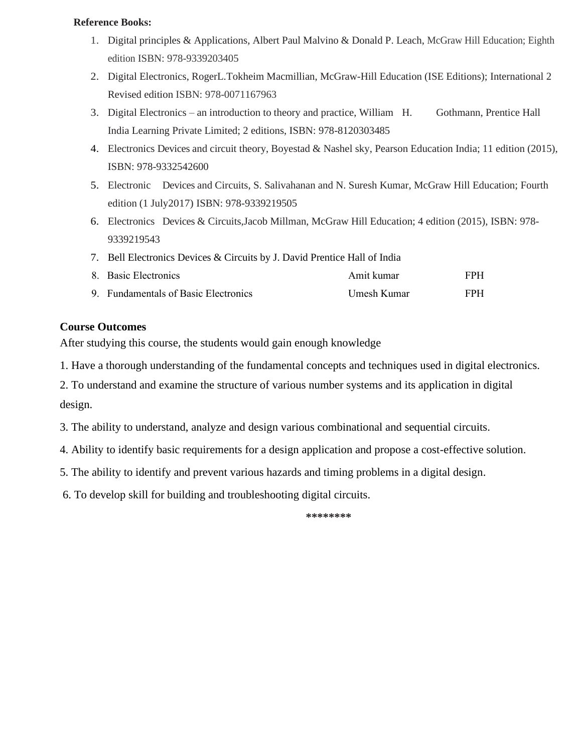**Reference Books:**

1. Digital principles & Applications, Albert Paul Malvino & Donald P. Leach, McGraw Hill Education; Eighth edition ISBN: 978-9339203405
2. Digital Electronics, RogerL.Tokheim Macmillian, McGraw-Hill Education (ISE Editions); International 2 Revised edition ISBN: 978-0071167963
3. Digital Electronics – an introduction to theory and practice, William H. Gothmann, Prentice Hall India Learning Private Limited; 2 editions, ISBN: 978-8120303485
4. Electronics Devices and circuit theory, Boyestad & Nashel sky, Pearson Education India; 11 edition (2015), ISBN: 978-9332542600
5. Electronic Devices and Circuits, S. Salivahanan and N. Suresh Kumar, McGraw Hill Education; Fourth edition (1 July2017) ISBN: 978-9339219505
6. Electronics Devices & Circuits,Jacob Millman, McGraw Hill Education; 4 edition (2015), ISBN: 978-9339219543
7. Bell Electronics Devices & Circuits by J. David Prentice Hall of India
8. Basic Electronics Amit kumar FPH
9. Fundamentals of Basic Electronics Umesh Kumar FPH

**Course Outcomes**

After studying this course, the students would gain enough knowledge

1. Have a thorough understanding of the fundamental concepts and techniques used in digital electronics.
2. To understand and examine the structure of various number systems and its application in digital design.
3. The ability to understand, analyze and design various combinational and sequential circuits.
4. Ability to identify basic requirements for a design application and propose a cost-effective solution.
5. The ability to identify and prevent various hazards and timing problems in a digital design.
6. To develop skill for building and troubleshooting digital circuits.

********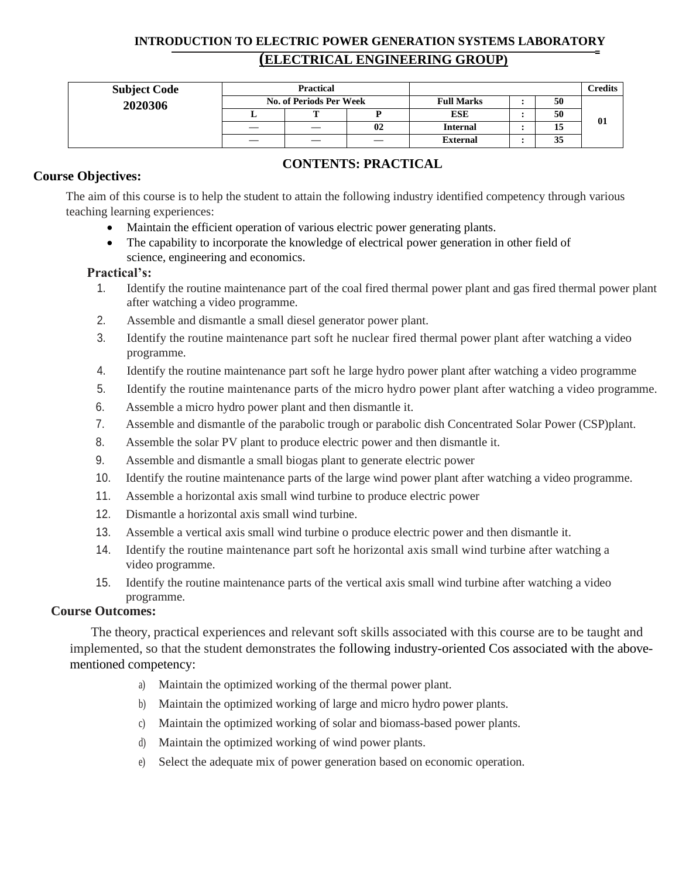# INTRODUCTION TO ELECTRIC POWER GENERATION SYSTEMS LABORATORY

## (ELECTRICAL ENGINEERING GROUP)

| Subject Code | Practical | | | | | | Credits |
|---|---|---|---|---|---|---|---|
| **2020306** | No. of Periods Per Week | | | Full Marks | : | 50 | 01 |
| | L | T | P | ESE | : | 50 | |
| | — | — | 02 | Internal | : | 15 | |
| | — | — | — | External | : | 35 | |

## CONTENTS: PRACTICAL

**Course Objectives:**

The aim of this course is to help the student to attain the following industry identified competency through various teaching learning experiences:

- Maintain the efficient operation of various electric power generating plants.
- The capability to incorporate the knowledge of electrical power generation in other field of science, engineering and economics.

**Practical's:**

1. Identify the routine maintenance part of the coal fired thermal power plant and gas fired thermal power plant after watching a video programme.
2. Assemble and dismantle a small diesel generator power plant.
3. Identify the routine maintenance part soft he nuclear fired thermal power plant after watching a video programme.
4. Identify the routine maintenance part soft he large hydro power plant after watching a video programme
5. Identify the routine maintenance parts of the micro hydro power plant after watching a video programme.
6. Assemble a micro hydro power plant and then dismantle it.
7. Assemble and dismantle of the parabolic trough or parabolic dish Concentrated Solar Power (CSP)plant.
8. Assemble the solar PV plant to produce electric power and then dismantle it.
9. Assemble and dismantle a small biogas plant to generate electric power
10. Identify the routine maintenance parts of the large wind power plant after watching a video programme.
11. Assemble a horizontal axis small wind turbine to produce electric power
12. Dismantle a horizontal axis small wind turbine.
13. Assemble a vertical axis small wind turbine o produce electric power and then dismantle it.
14. Identify the routine maintenance part soft he horizontal axis small wind turbine after watching a video programme.
15. Identify the routine maintenance parts of the vertical axis small wind turbine after watching a video programme.

**Course Outcomes:**

The theory, practical experiences and relevant soft skills associated with this course are to be taught and implemented, so that the student demonstrates the following industry-oriented Cos associated with the above-mentioned competency:

a) Maintain the optimized working of the thermal power plant.
b) Maintain the optimized working of large and micro hydro power plants.
c) Maintain the optimized working of solar and biomass-based power plants.
d) Maintain the optimized working of wind power plants.
e) Select the adequate mix of power generation based on economic operation.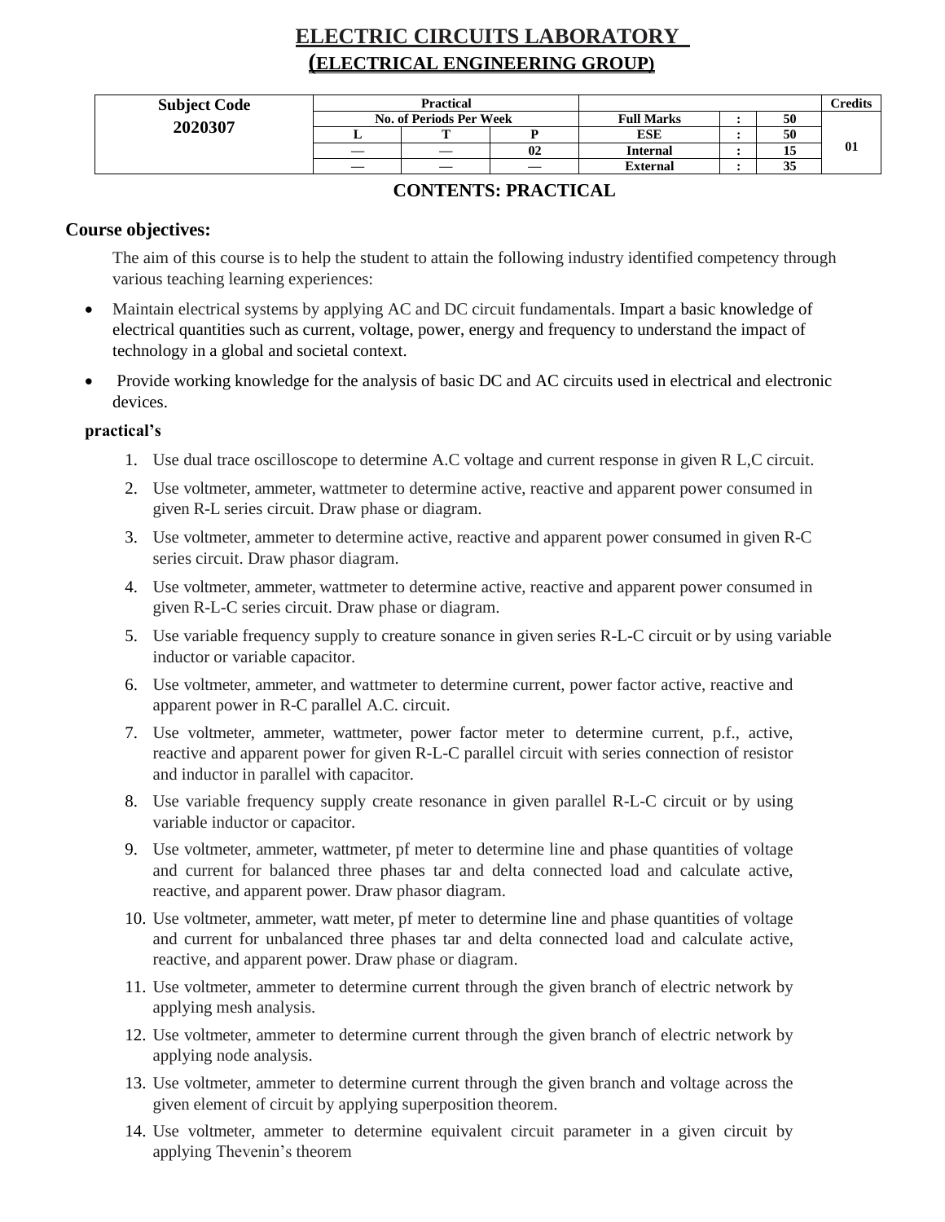# ELECTRIC CIRCUITS LABORATORY (ELECTRICAL ENGINEERING GROUP)

| Subject Code | Practical | | | | | | Credits |
|---|---|---|---|---|---|---|---|
| | No. of Periods Per Week | | | Full Marks | : | 50 | |
| **2020307** | L | T | P | ESE | : | 50 | **01** |
| | — | — | 02 | Internal | : | 15 | |
| | — | — | — | External | : | 35 | |

## CONTENTS: PRACTICAL

### Course objectives:

The aim of this course is to help the student to attain the following industry identified competency through various teaching learning experiences:

- Maintain electrical systems by applying AC and DC circuit fundamentals. Impart a basic knowledge of electrical quantities such as current, voltage, power, energy and frequency to understand the impact of technology in a global and societal context.
- Provide working knowledge for the analysis of basic DC and AC circuits used in electrical and electronic devices.

**practical's**

1. Use dual trace oscilloscope to determine A.C voltage and current response in given R L,C circuit.
2. Use voltmeter, ammeter, wattmeter to determine active, reactive and apparent power consumed in given R-L series circuit. Draw phase or diagram.
3. Use voltmeter, ammeter to determine active, reactive and apparent power consumed in given R-C series circuit. Draw phasor diagram.
4. Use voltmeter, ammeter, wattmeter to determine active, reactive and apparent power consumed in given R-L-C series circuit. Draw phase or diagram.
5. Use variable frequency supply to creature sonance in given series R-L-C circuit or by using variable inductor or variable capacitor.
6. Use voltmeter, ammeter, and wattmeter to determine current, power factor active, reactive and apparent power in R-C parallel A.C. circuit.
7. Use voltmeter, ammeter, wattmeter, power factor meter to determine current, p.f., active, reactive and apparent power for given R-L-C parallel circuit with series connection of resistor and inductor in parallel with capacitor.
8. Use variable frequency supply create resonance in given parallel R-L-C circuit or by using variable inductor or capacitor.
9. Use voltmeter, ammeter, wattmeter, pf meter to determine line and phase quantities of voltage and current for balanced three phases tar and delta connected load and calculate active, reactive, and apparent power. Draw phasor diagram.
10. Use voltmeter, ammeter, watt meter, pf meter to determine line and phase quantities of voltage and current for unbalanced three phases tar and delta connected load and calculate active, reactive, and apparent power. Draw phase or diagram.
11. Use voltmeter, ammeter to determine current through the given branch of electric network by applying mesh analysis.
12. Use voltmeter, ammeter to determine current through the given branch of electric network by applying node analysis.
13. Use voltmeter, ammeter to determine current through the given branch and voltage across the given element of circuit by applying superposition theorem.
14. Use voltmeter, ammeter to determine equivalent circuit parameter in a given circuit by applying Thevenin's theorem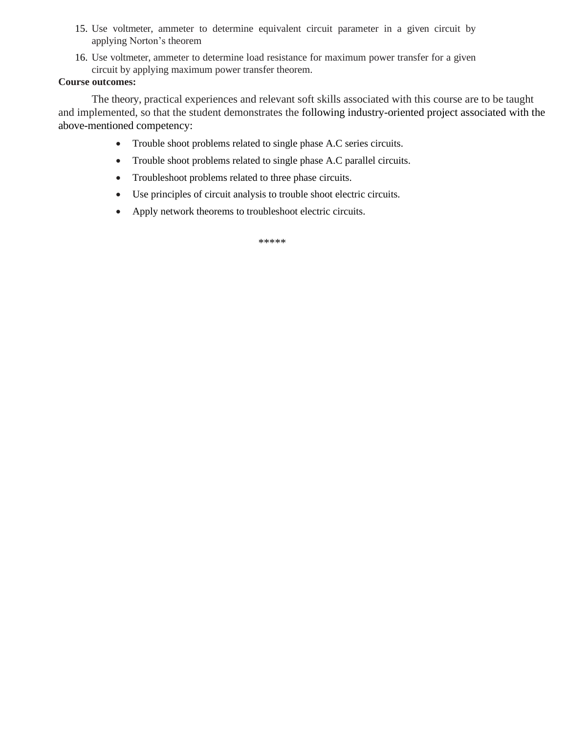15. Use voltmeter, ammeter to determine equivalent circuit parameter in a given circuit by applying Norton's theorem
16. Use voltmeter, ammeter to determine load resistance for maximum power transfer for a given circuit by applying maximum power transfer theorem.

**Course outcomes:**

The theory, practical experiences and relevant soft skills associated with this course are to be taught and implemented, so that the student demonstrates the following industry-oriented project associated with the above-mentioned competency:

- Trouble shoot problems related to single phase A.C series circuits.
- Trouble shoot problems related to single phase A.C parallel circuits.
- Troubleshoot problems related to three phase circuits.
- Use principles of circuit analysis to trouble shoot electric circuits.
- Apply network theorems to troubleshoot electric circuits.

*****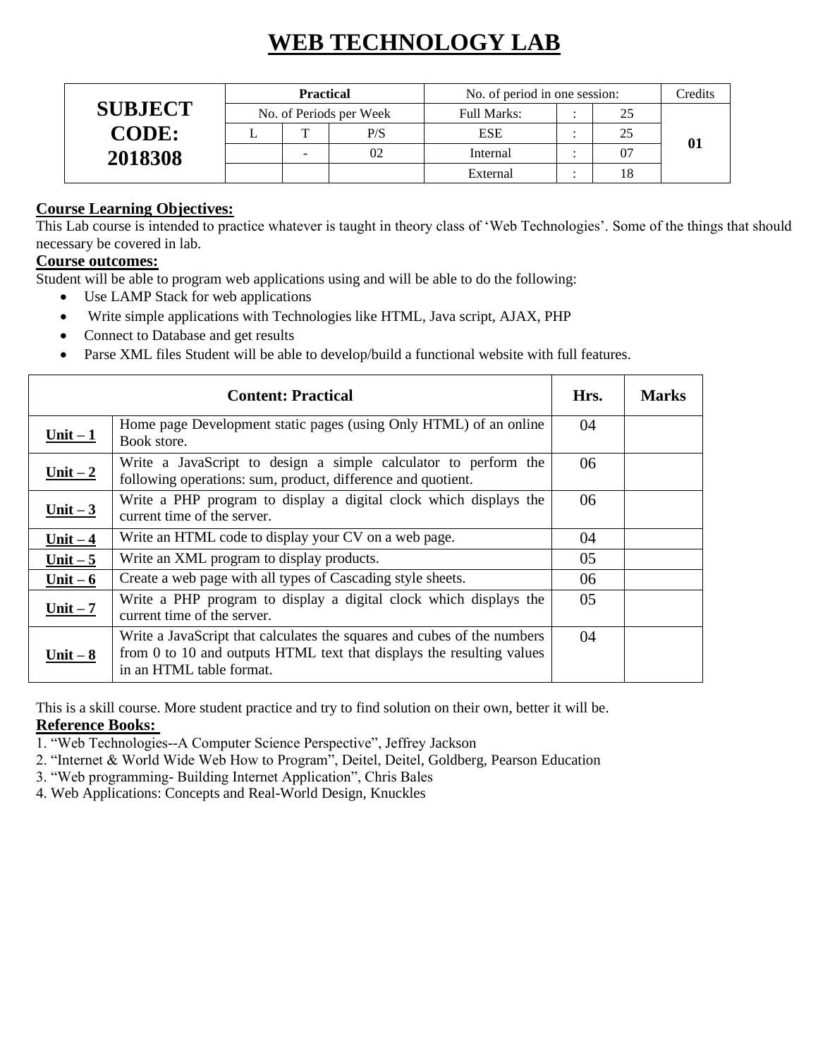# WEB TECHNOLOGY LAB

| SUBJECT CODE: 2018308 | Practical | | | No. of period in one session: | | | Credits |
|---|---|---|---|---|---|---|---|
| | No. of Periods per Week | | | Full Marks: | : | 25 | 01 |
| | L | T | P/S | ESE | : | 25 | |
| | | - | 02 | Internal | : | 07 | |
| | | | | External | : | 18 | |

**Course Learning Objectives:**

This Lab course is intended to practice whatever is taught in theory class of 'Web Technologies'. Some of the things that should necessary be covered in lab.

**Course outcomes:**

Student will be able to program web applications using and will be able to do the following:

- Use LAMP Stack for web applications
- Write simple applications with Technologies like HTML, Java script, AJAX, PHP
- Connect to Database and get results
- Parse XML files Student will be able to develop/build a functional website with full features.

| Content: Practical | | Hrs. | Marks |
|---|---|---|---|
| **Unit – 1** | Home page Development static pages (using Only HTML) of an online Book store. | 04 | |
| **Unit – 2** | Write a JavaScript to design a simple calculator to perform the following operations: sum, product, difference and quotient. | 06 | |
| **Unit – 3** | Write a PHP program to display a digital clock which displays the current time of the server. | 06 | |
| **Unit – 4** | Write an HTML code to display your CV on a web page. | 04 | |
| **Unit – 5** | Write an XML program to display products. | 05 | |
| **Unit – 6** | Create a web page with all types of Cascading style sheets. | 06 | |
| **Unit – 7** | Write a PHP program to display a digital clock which displays the current time of the server. | 05 | |
| **Unit – 8** | Write a JavaScript that calculates the squares and cubes of the numbers from 0 to 10 and outputs HTML text that displays the resulting values in an HTML table format. | 04 | |

This is a skill course. More student practice and try to find solution on their own, better it will be.

**Reference Books:**

1. "Web Technologies--A Computer Science Perspective", Jeffrey Jackson
2. "Internet & World Wide Web How to Program", Deitel, Deitel, Goldberg, Pearson Education
3. "Web programming- Building Internet Application", Chris Bales
4. Web Applications: Concepts and Real-World Design, Knuckles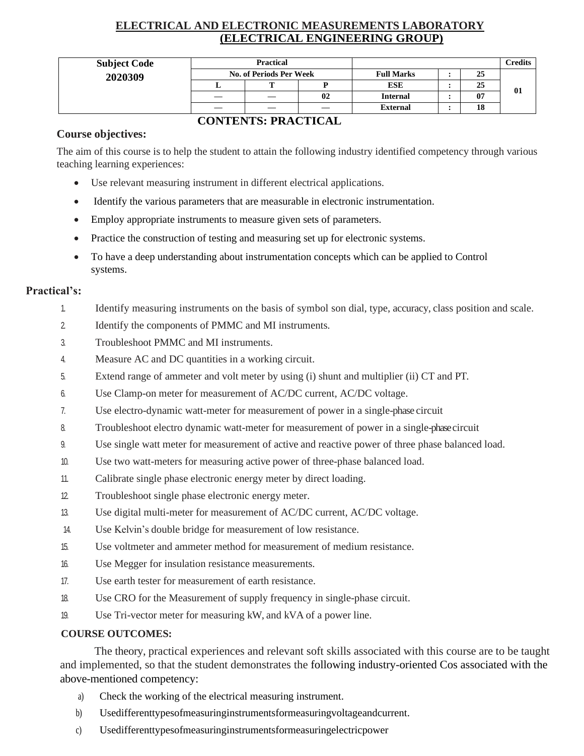# ELECTRICAL AND ELECTRONIC MEASUREMENTS LABORATORY
## (ELECTRICAL ENGINEERING GROUP)

| Subject Code | Practical | | | | | | Credits |
|---|---|---|---|---|---|---|---|
| 2020309 | No. of Periods Per Week | | | Full Marks | : | 25 | 01 |
| | L | T | P | ESE | : | 25 | |
| | — | — | 02 | Internal | : | 07 | |
| | — | — | — | External | : | 18 | |

## CONTENTS: PRACTICAL

### Course objectives:

The aim of this course is to help the student to attain the following industry identified competency through various teaching learning experiences:

- Use relevant measuring instrument in different electrical applications.
- Identify the various parameters that are measurable in electronic instrumentation.
- Employ appropriate instruments to measure given sets of parameters.
- Practice the construction of testing and measuring set up for electronic systems.
- To have a deep understanding about instrumentation concepts which can be applied to Control systems.

### Practical's:

1. Identify measuring instruments on the basis of symbol son dial, type, accuracy, class position and scale.
2. Identify the components of PMMC and MI instruments.
3. Troubleshoot PMMC and MI instruments.
4. Measure AC and DC quantities in a working circuit.
5. Extend range of ammeter and volt meter by using (i) shunt and multiplier (ii) CT and PT.
6. Use Clamp-on meter for measurement of AC/DC current, AC/DC voltage.
7. Use electro-dynamic watt-meter for measurement of power in a single-phase circuit
8. Troubleshoot electro dynamic watt-meter for measurement of power in a single-phase circuit
9. Use single watt meter for measurement of active and reactive power of three phase balanced load.
10. Use two watt-meters for measuring active power of three-phase balanced load.
11. Calibrate single phase electronic energy meter by direct loading.
12. Troubleshoot single phase electronic energy meter.
13. Use digital multi-meter for measurement of AC/DC current, AC/DC voltage.
14. Use Kelvin's double bridge for measurement of low resistance.
15. Use voltmeter and ammeter method for measurement of medium resistance.
16. Use Megger for insulation resistance measurements.
17. Use earth tester for measurement of earth resistance.
18. Use CRO for the Measurement of supply frequency in single-phase circuit.
19. Use Tri-vector meter for measuring kW, and kVA of a power line.

### COURSE OUTCOMES:

The theory, practical experiences and relevant soft skills associated with this course are to be taught and implemented, so that the student demonstrates the following industry-oriented Cos associated with the above-mentioned competency:

a) Check the working of the electrical measuring instrument.
b) Usedifferenttypesofmeasuringinstrumentsformeasuringvoltageandcurrent.
c) Usedifferenttypesofmeasuringinstrumentsformeasuringelectricpower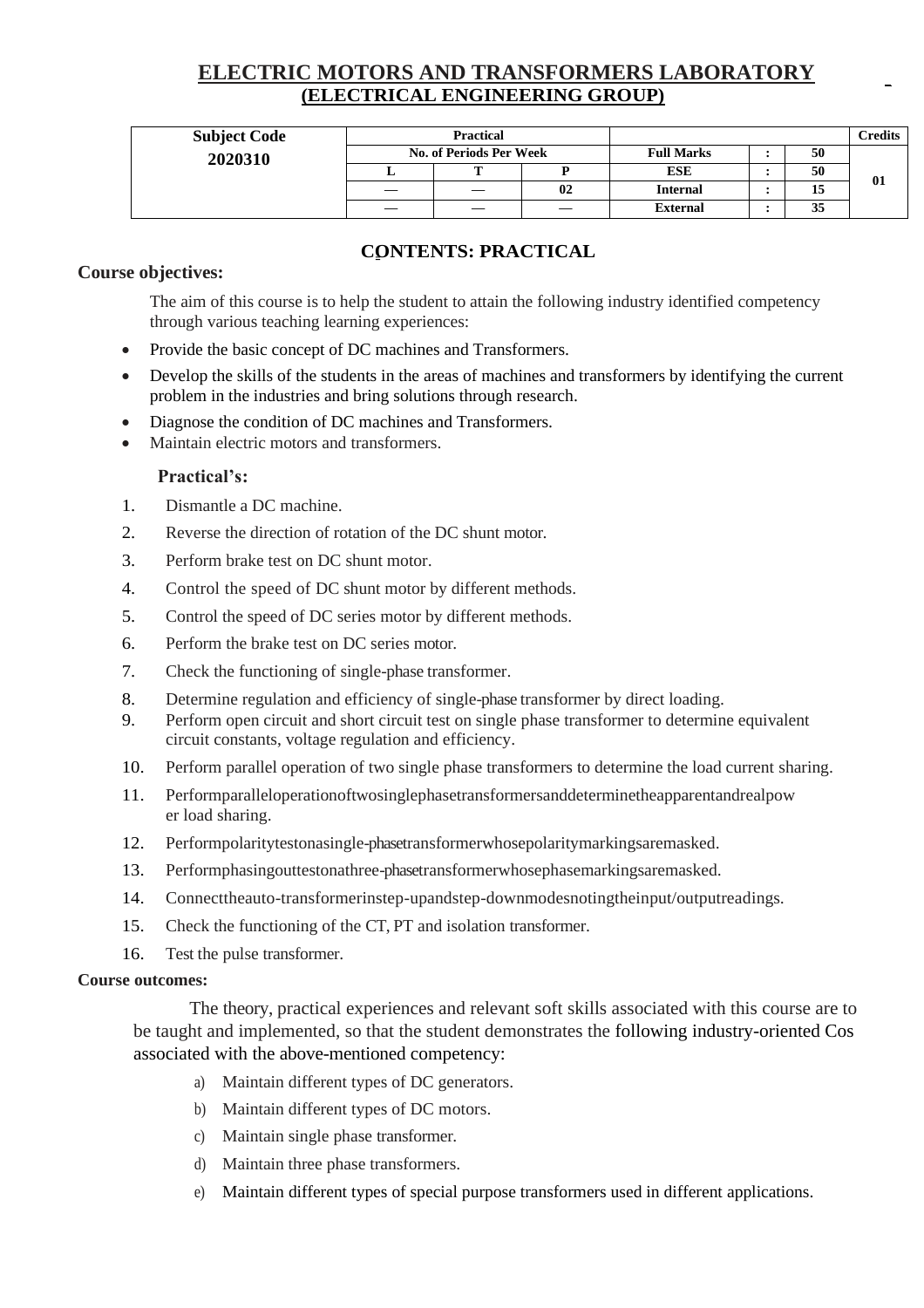# ELECTRIC MOTORS AND TRANSFORMERS LABORATORY
## (ELECTRICAL ENGINEERING GROUP)

| Subject Code | Practical | | | | | | Credits |
|---|---|---|---|---|---|---|---|
| 2020310 | No. of Periods Per Week | | | Full Marks | : | 50 | 01 |
| | L | T | P | ESE | : | 50 | |
| | — | — | 02 | Internal | : | 15 | |
| | — | — | — | External | : | 35 | |

### CONTENTS: PRACTICAL

**Course objectives:**

The aim of this course is to help the student to attain the following industry identified competency through various teaching learning experiences:

- Provide the basic concept of DC machines and Transformers.
- Develop the skills of the students in the areas of machines and transformers by identifying the current problem in the industries and bring solutions through research.
- Diagnose the condition of DC machines and Transformers.
- Maintain electric motors and transformers.

**Practical's:**

1. Dismantle a DC machine.
2. Reverse the direction of rotation of the DC shunt motor.
3. Perform brake test on DC shunt motor.
4. Control the speed of DC shunt motor by different methods.
5. Control the speed of DC series motor by different methods.
6. Perform the brake test on DC series motor.
7. Check the functioning of single-phase transformer.
8. Determine regulation and efficiency of single-phase transformer by direct loading.
9. Perform open circuit and short circuit test on single phase transformer to determine equivalent circuit constants, voltage regulation and efficiency.
10. Perform parallel operation of two single phase transformers to determine the load current sharing.
11. Performparalleloperationoftwosinglephasetransformersanddeterminetheapparentandrealpower load sharing.
12. Performpolaritytestonasingle-phasetransformerwhosepolaritymarkingsaremasked.
13. Performphasingouttestonathree-phasetransformerwhosephasemarkingsaremasked.
14. Connecttheauto-transformerinstep-upandstep-downmodesnotingtheinput/outputreadings.
15. Check the functioning of the CT, PT and isolation transformer.
16. Test the pulse transformer.

**Course outcomes:**

The theory, practical experiences and relevant soft skills associated with this course are to be taught and implemented, so that the student demonstrates the following industry-oriented Cos associated with the above-mentioned competency:

a) Maintain different types of DC generators.
b) Maintain different types of DC motors.
c) Maintain single phase transformer.
d) Maintain three phase transformers.
e) Maintain different types of special purpose transformers used in different applications.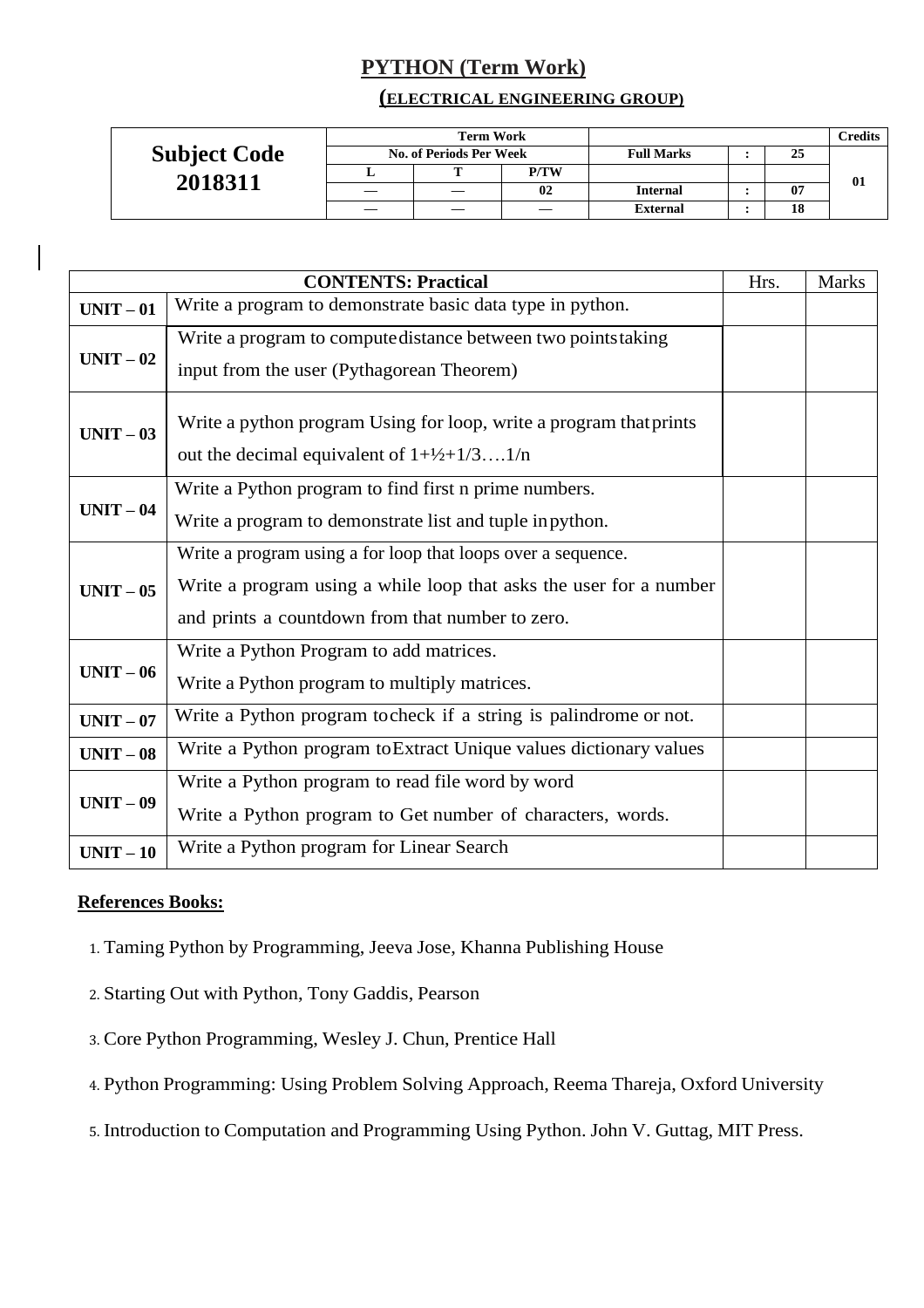# PYTHON (Term Work)

## (ELECTRICAL ENGINEERING GROUP)

| Subject Code 2018311 | Term Work | | | | | | Credits |
|---|---|---|---|---|---|---|---|
| | No. of Periods Per Week | | | Full Marks | : | 25 | 01 |
| | L | T | P/TW | | | | |
| | — | — | 02 | Internal | : | 07 | |
| | — | — | — | External | : | 18 | |

| CONTENTS: Practical | | Hrs. | Marks |
|---|---|---|---|
| UNIT – 01 | Write a program to demonstrate basic data type in python. | | |
| UNIT – 02 | Write a program to compute distance between two points taking input from the user (Pythagorean Theorem) | | |
| UNIT – 03 | Write a python program Using for loop, write a program that prints out the decimal equivalent of 1+½+1/3….1/n | | |
| UNIT – 04 | Write a Python program to find first n prime numbers.<br>Write a program to demonstrate list and tuple in python. | | |
| UNIT – 05 | Write a program using a for loop that loops over a sequence.<br>Write a program using a while loop that asks the user for a number and prints a countdown from that number to zero. | | |
| UNIT – 06 | Write a Python Program to add matrices.<br>Write a Python program to multiply matrices. | | |
| UNIT – 07 | Write a Python program to check if a string is palindrome or not. | | |
| UNIT – 08 | Write a Python program to Extract Unique values dictionary values | | |
| UNIT – 09 | Write a Python program to read file word by word<br>Write a Python program to Get number of characters, words. | | |
| UNIT – 10 | Write a Python program for Linear Search | | |

**References Books:**

1. Taming Python by Programming, Jeeva Jose, Khanna Publishing House
2. Starting Out with Python, Tony Gaddis, Pearson
3. Core Python Programming, Wesley J. Chun, Prentice Hall
4. Python Programming: Using Problem Solving Approach, Reema Thareja, Oxford University
5. Introduction to Computation and Programming Using Python. John V. Guttag, MIT Press.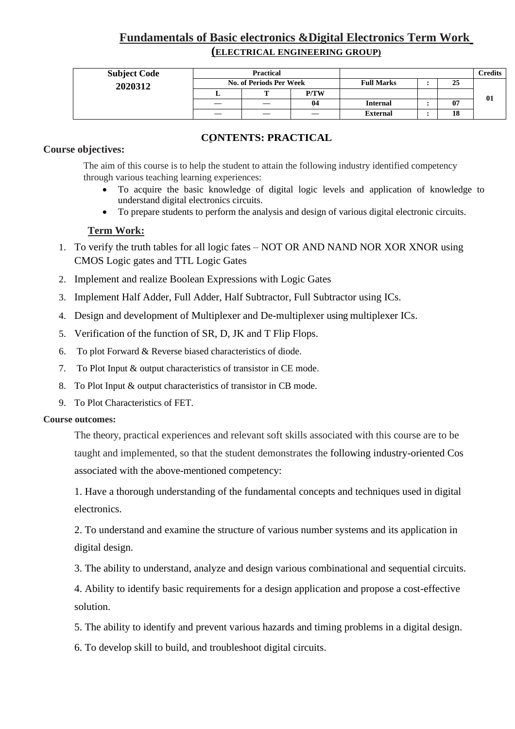# Fundamentals of Basic electronics &Digital Electronics Term Work

## (ELECTRICAL ENGINEERING GROUP)

| Subject Code | Practical | | | | | | Credits |
|---|---|---|---|---|---|---|---|
| 2020312 | No. of Periods Per Week | | | Full Marks | : | 25 | 01 |
| | L | T | P/TW | | | | |
| | — | — | 04 | Internal | : | 07 | |
| | — | — | — | External | : | 18 | |

## CONTENTS: PRACTICAL

**Course objectives:**

The aim of this course is to help the student to attain the following industry identified competency through various teaching learning experiences:

- To acquire the basic knowledge of digital logic levels and application of knowledge to understand digital electronics circuits.
- To prepare students to perform the analysis and design of various digital electronic circuits.

**Term Work:**

1. To verify the truth tables for all logic fates – NOT OR AND NAND NOR XOR XNOR using CMOS Logic gates and TTL Logic Gates
2. Implement and realize Boolean Expressions with Logic Gates
3. Implement Half Adder, Full Adder, Half Subtractor, Full Subtractor using ICs.
4. Design and development of Multiplexer and De-multiplexer using multiplexer ICs.
5. Verification of the function of SR, D, JK and T Flip Flops.
6. To plot Forward & Reverse biased characteristics of diode.
7. To Plot Input & output characteristics of transistor in CE mode.
8. To Plot Input & output characteristics of transistor in CB mode.
9. To Plot Characteristics of FET.

**Course outcomes:**

The theory, practical experiences and relevant soft skills associated with this course are to be taught and implemented, so that the student demonstrates the following industry-oriented Cos associated with the above-mentioned competency:

1. Have a thorough understanding of the fundamental concepts and techniques used in digital electronics.

2. To understand and examine the structure of various number systems and its application in digital design.

3. The ability to understand, analyze and design various combinational and sequential circuits.

4. Ability to identify basic requirements for a design application and propose a cost-effective solution.

5. The ability to identify and prevent various hazards and timing problems in a digital design.

6. To develop skill to build, and troubleshoot digital circuits.